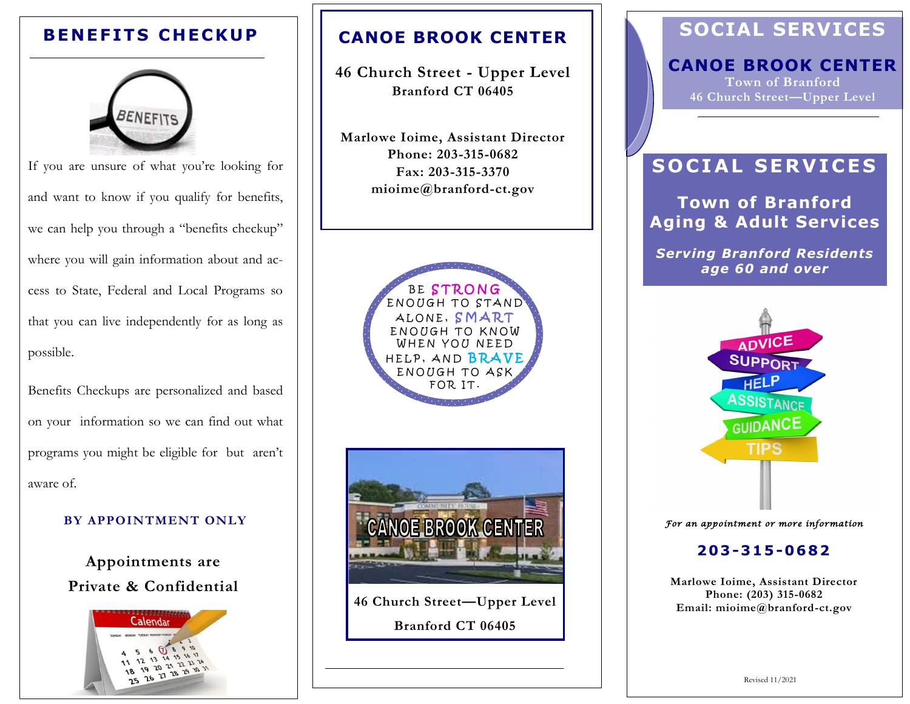## BENEFITS CHECKUP

If you are unsure of what you're looking for and want to know if you qualify for benefits, we can help you through a "benefits checkup" where you will gain information about and access to State, Federal and Local Programs so that you can live independently for as long as possible.

Benefits Checkups are personalized and based on your information so we can find out what programs you might be eligible for but aren't aware of.

**BY APPOINTMENT ONLY**

**Appointments are Private & Confidential**

## CANOE BROOK CENTER

**46 Church Street - Upper Level**
**Branford CT 06405**

**Marlowe Ioime, Assistant Director**
**Phone: 203-315-0682**
**Fax: 203-315-3370**
**mioime@branford-ct.gov**

BE STRONG ENOUGH TO STAND ALONE, SMART ENOUGH TO KNOW WHEN YOU NEED HELP, AND BRAVE ENOUGH TO ASK FOR IT.

CANOE BROOK CENTER

**46 Church Street—Upper Level**

**Branford CT 06405**

# SOCIAL SERVICES

## CANOE BROOK CENTER

**Town of Branford**
**46 Church Street—Upper Level**

# SOCIAL SERVICES

## Town of Branford Aging & Adult Services

***Serving Branford Residents age 60 and over***

ADVICE
SUPPORT
HELP
ASSISTANCE
GUIDANCE
TIPS

*For an appointment or more information*

**203-315-0682**

**Marlowe Ioime, Assistant Director**
**Phone: (203) 315-0682**
**Email: mioime@branford-ct.gov**

Revised 11/2021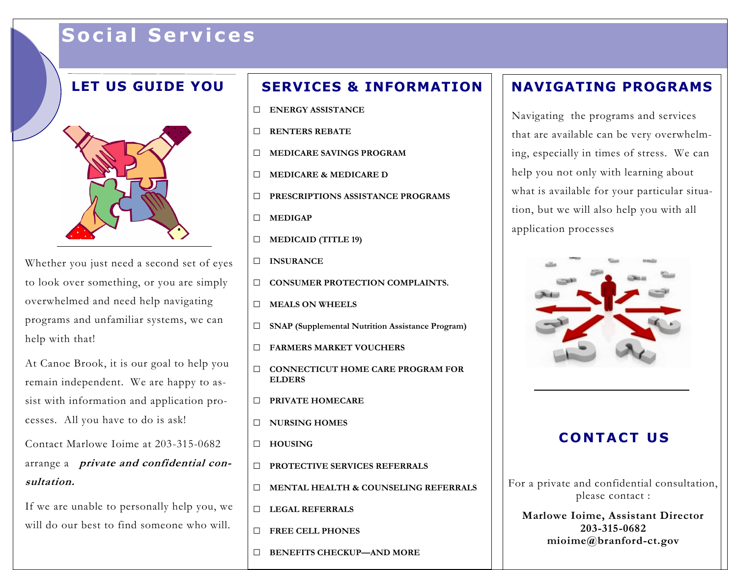# Social Services

## LET US GUIDE YOU

Whether you just need a second set of eyes to look over something, or you are simply overwhelmed and need help navigating programs and unfamiliar systems, we can help with that!

At Canoe Brook, it is our goal to help you remain independent. We are happy to assist with information and application processes. All you have to do is ask!

Contact Marlowe Ioime at 203-315-0682 arrange a ***private and confidential consultation.***

If we are unable to personally help you, we will do our best to find someone who will.

## SERVICES & INFORMATION

- ☐ **ENERGY ASSISTANCE**
- ☐ **RENTERS REBATE**
- ☐ **MEDICARE SAVINGS PROGRAM**
- ☐ **MEDICARE & MEDICARE D**
- ☐ **PRESCRIPTIONS ASSISTANCE PROGRAMS**
- ☐ **MEDIGAP**
- ☐ **MEDICAID (TITLE 19)**
- ☐ **INSURANCE**
- ☐ **CONSUMER PROTECTION COMPLAINTS.**
- ☐ **MEALS ON WHEELS**
- ☐ **SNAP (Supplemental Nutrition Assistance Program)**
- ☐ **FARMERS MARKET VOUCHERS**
- ☐ **CONNECTICUT HOME CARE PROGRAM FOR ELDERS**
- ☐ **PRIVATE HOMECARE**
- ☐ **NURSING HOMES**
- ☐ **HOUSING**
- ☐ **PROTECTIVE SERVICES REFERRALS**
- ☐ **MENTAL HEALTH & COUNSELING REFERRALS**
- ☐ **LEGAL REFERRALS**
- ☐ **FREE CELL PHONES**
- ☐ **BENEFITS CHECKUP—AND MORE**

## NAVIGATING PROGRAMS

Navigating the programs and services that are available can be very overwhelming, especially in times of stress. We can help you not only with learning about what is available for your particular situation, but we will also help you with all application processes

## CONTACT US

For a private and confidential consultation, please contact :

**Marlowe Ioime, Assistant Director**
**203-315-0682**
**mioime@branford-ct.gov**